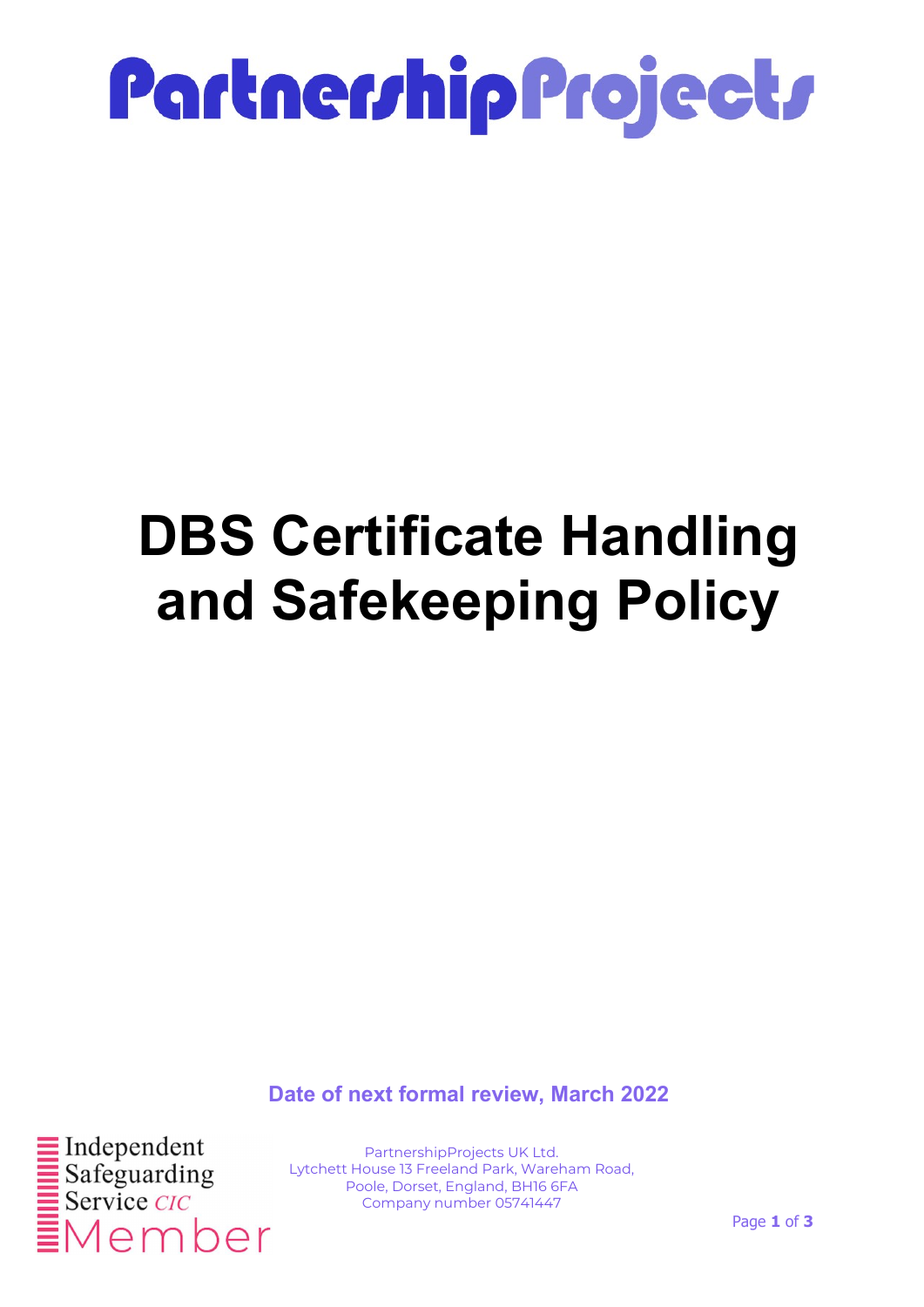# PartnershipProjects

# DBS Certificate Handling and Safekeeping Policy

**Date of next formal review, March 2022**

Independent Safeguarding Service *CIC* Member

PartnershipProjects UK Ltd.
Lytchett House 13 Freeland Park, Wareham Road,
Poole, Dorset, England, BH16 6FA
Company number 05741447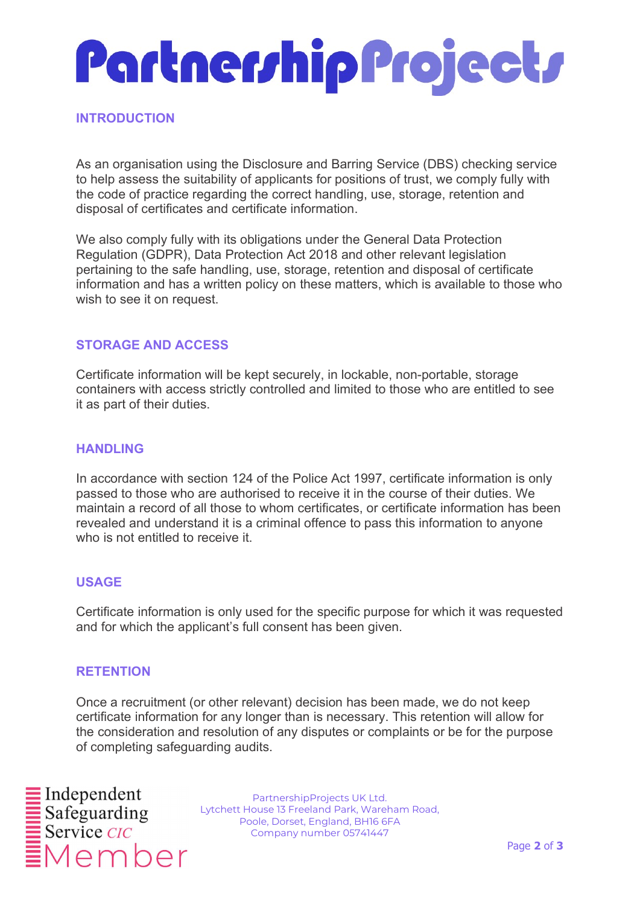## INTRODUCTION

As an organisation using the Disclosure and Barring Service (DBS) checking service to help assess the suitability of applicants for positions of trust, we comply fully with the code of practice regarding the correct handling, use, storage, retention and disposal of certificates and certificate information.

We also comply fully with its obligations under the General Data Protection Regulation (GDPR), Data Protection Act 2018 and other relevant legislation pertaining to the safe handling, use, storage, retention and disposal of certificate information and has a written policy on these matters, which is available to those who wish to see it on request.

## STORAGE AND ACCESS

Certificate information will be kept securely, in lockable, non-portable, storage containers with access strictly controlled and limited to those who are entitled to see it as part of their duties.

## HANDLING

In accordance with section 124 of the Police Act 1997, certificate information is only passed to those who are authorised to receive it in the course of their duties. We maintain a record of all those to whom certificates, or certificate information has been revealed and understand it is a criminal offence to pass this information to anyone who is not entitled to receive it.

## USAGE

Certificate information is only used for the specific purpose for which it was requested and for which the applicant's full consent has been given.

## RETENTION

Once a recruitment (or other relevant) decision has been made, we do not keep certificate information for any longer than is necessary. This retention will allow for the consideration and resolution of any disputes or complaints or be for the purpose of completing safeguarding audits.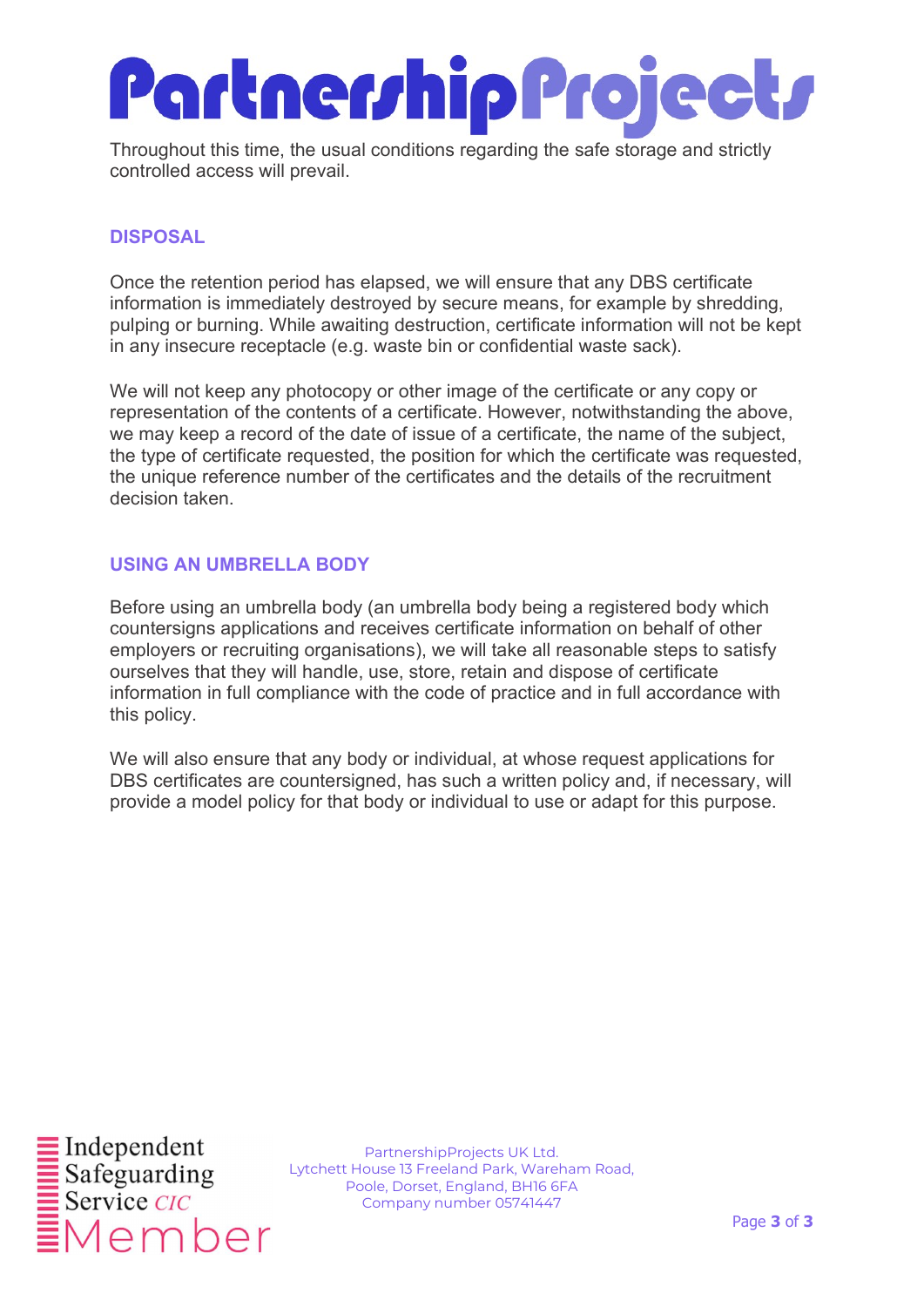Throughout this time, the usual conditions regarding the safe storage and strictly controlled access will prevail.

## DISPOSAL

Once the retention period has elapsed, we will ensure that any DBS certificate information is immediately destroyed by secure means, for example by shredding, pulping or burning. While awaiting destruction, certificate information will not be kept in any insecure receptacle (e.g. waste bin or confidential waste sack).

We will not keep any photocopy or other image of the certificate or any copy or representation of the contents of a certificate. However, notwithstanding the above, we may keep a record of the date of issue of a certificate, the name of the subject, the type of certificate requested, the position for which the certificate was requested, the unique reference number of the certificates and the details of the recruitment decision taken.

## USING AN UMBRELLA BODY

Before using an umbrella body (an umbrella body being a registered body which countersigns applications and receives certificate information on behalf of other employers or recruiting organisations), we will take all reasonable steps to satisfy ourselves that they will handle, use, store, retain and dispose of certificate information in full compliance with the code of practice and in full accordance with this policy.

We will also ensure that any body or individual, at whose request applications for DBS certificates are countersigned, has such a written policy and, if necessary, will provide a model policy for that body or individual to use or adapt for this purpose.

Independent Safeguarding Service *CIC* Member

PartnershipProjects UK Ltd.
Lytchett House 13 Freeland Park, Wareham Road,
Poole, Dorset, England, BH16 6FA
Company number 05741447